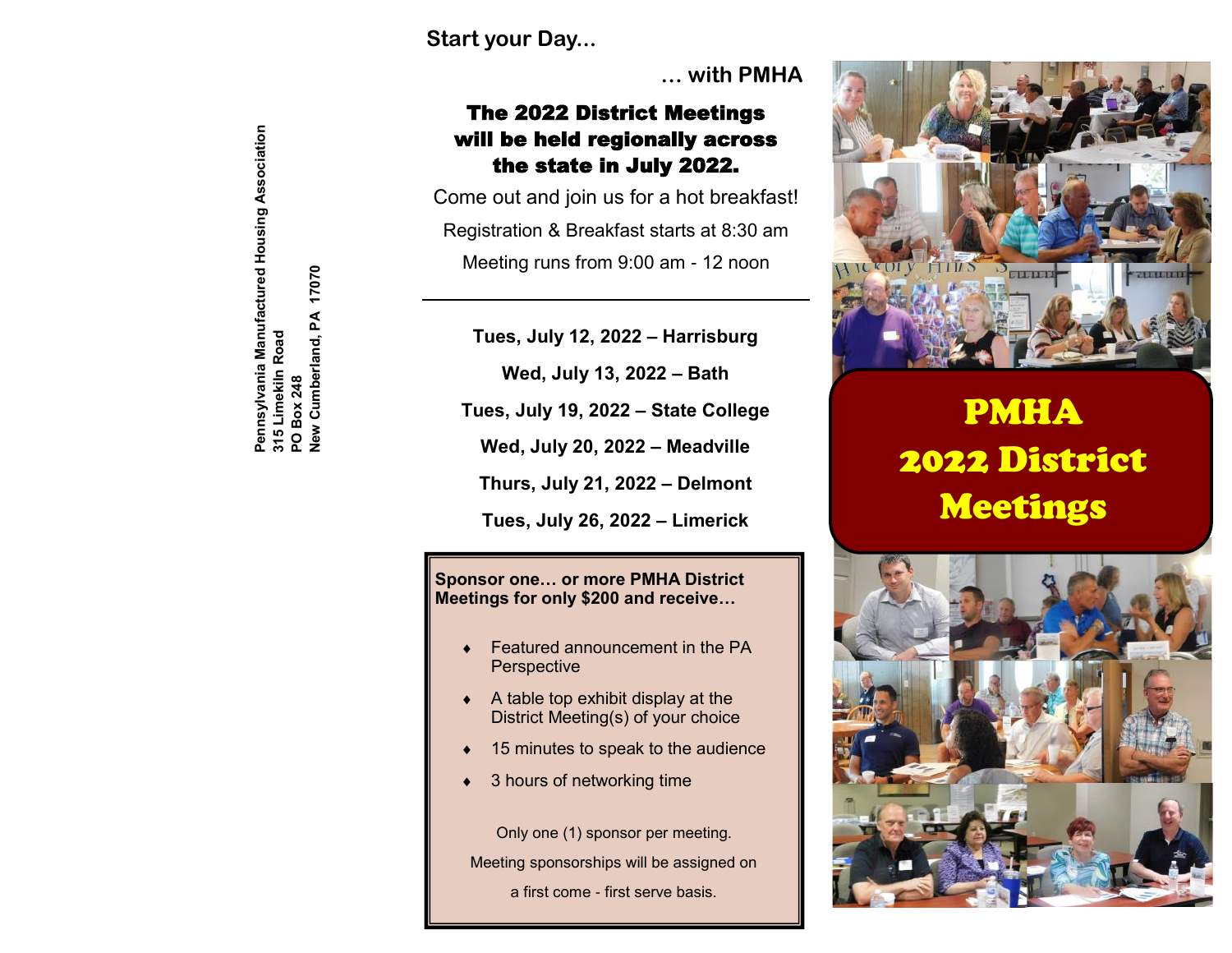Pennsylvania Manufactured Housing Association
315 Limekiln Road
PO Box 248
New Cumberland, PA 17070

**Start your Day...**

**... with PMHA**

## The 2022 District Meetings will be held regionally across the state in July 2022.

Come out and join us for a hot breakfast!

Registration & Breakfast starts at 8:30 am

Meeting runs from 9:00 am - 12 noon

---

**Tues, July 12, 2022 – Harrisburg**

**Wed, July 13, 2022 – Bath**

**Tues, July 19, 2022 – State College**

**Wed, July 20, 2022 – Meadville**

**Thurs, July 21, 2022 – Delmont**

**Tues, July 26, 2022 – Limerick**

**Sponsor one… or more PMHA District Meetings for only $200 and receive…**

- Featured announcement in the PA Perspective
- A table top exhibit display at the District Meeting(s) of your choice
- 15 minutes to speak to the audience
- 3 hours of networking time

Only one (1) sponsor per meeting.

Meeting sponsorships will be assigned on

a first come - first serve basis.

# PMHA 2022 District Meetings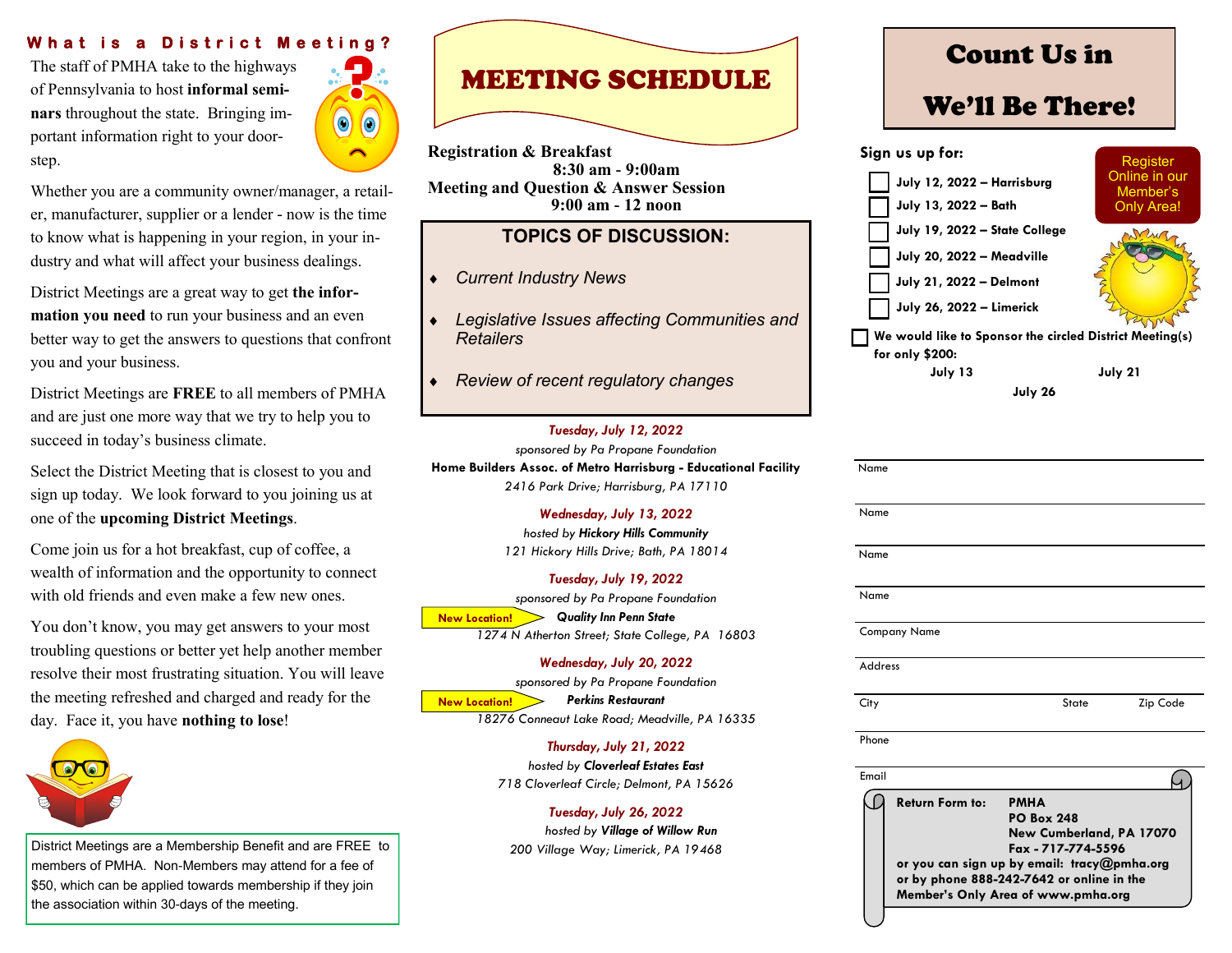## What is a District Meeting?

The staff of PMHA take to the highways of Pennsylvania to host **informal seminars** throughout the state. Bringing important information right to your doorstep.

Whether you are a community owner/manager, a retailer, manufacturer, supplier or a lender - now is the time to know what is happening in your region, in your industry and what will affect your business dealings.

District Meetings are a great way to get **the information you need** to run your business and an even better way to get the answers to questions that confront you and your business.

District Meetings are **FREE** to all members of PMHA and are just one more way that we try to help you to succeed in today's business climate.

Select the District Meeting that is closest to you and sign up today. We look forward to you joining us at one of the **upcoming District Meetings**.

Come join us for a hot breakfast, cup of coffee, a wealth of information and the opportunity to connect with old friends and even make a few new ones.

You don't know, you may get answers to your most troubling questions or better yet help another member resolve their most frustrating situation. You will leave the meeting refreshed and charged and ready for the day. Face it, you have **nothing to lose**!

District Meetings are a Membership Benefit and are FREE to members of PMHA. Non-Members may attend for a fee of $50, which can be applied towards membership if they join the association within 30-days of the meeting.

# MEETING SCHEDULE

**Registration & Breakfast**
**8:30 am - 9:00am**
**Meeting and Question & Answer Session**
**9:00 am - 12 noon**

### TOPICS OF DISCUSSION:

- *Current Industry News*
- *Legislative Issues affecting Communities and Retailers*
- *Review of recent regulatory changes*

***Tuesday, July 12, 2022***
*sponsored by Pa Propane Foundation*
**Home Builders Assoc. of Metro Harrisburg - Educational Facility**
*2416 Park Drive; Harrisburg, PA 17110*

***Wednesday, July 13, 2022***
*hosted by* ***Hickory Hills Community***
*121 Hickory Hills Drive; Bath, PA 18014*

***Tuesday, July 19, 2022***
*sponsored by Pa Propane Foundation*
**New Location!** ***Quality Inn Penn State***
*1274 N Atherton Street; State College, PA 16803*

***Wednesday, July 20, 2022***
*sponsored by Pa Propane Foundation*
**New Location!** ***Perkins Restaurant***
*18276 Conneaut Lake Road; Meadville, PA 16335*

***Thursday, July 21, 2022***
*hosted by* ***Cloverleaf Estates East***
*718 Cloverleaf Circle; Delmont, PA 15626*

***Tuesday, July 26, 2022***
*hosted by* ***Village of Willow Run***
*200 Village Way; Limerick, PA 19468*

# Count Us in We'll Be There!

**Sign us up for:**

Register Online in our Member's Only Area!

- ☐ **July 12, 2022 – Harrisburg**
- ☐ **July 13, 2022 – Bath**
- ☐ **July 19, 2022 – State College**
- ☐ **July 20, 2022 – Meadville**
- ☐ **July 21, 2022 – Delmont**
- ☐ **July 26, 2022 – Limerick**

☐ **We would like to Sponsor the circled District Meeting(s) for only $200:**
**July 13** **July 21**
**July 26**

Name

Name

Name

Name

Company Name

Address

City State Zip Code

Phone

Email

**Return Form to:** **PMHA**
**PO Box 248**
**New Cumberland, PA 17070**
**Fax - 717-774-5596**
**or you can sign up by email: tracy@pmha.org**
**or by phone 888-242-7642 or online in the Member's Only Area of www.pmha.org**